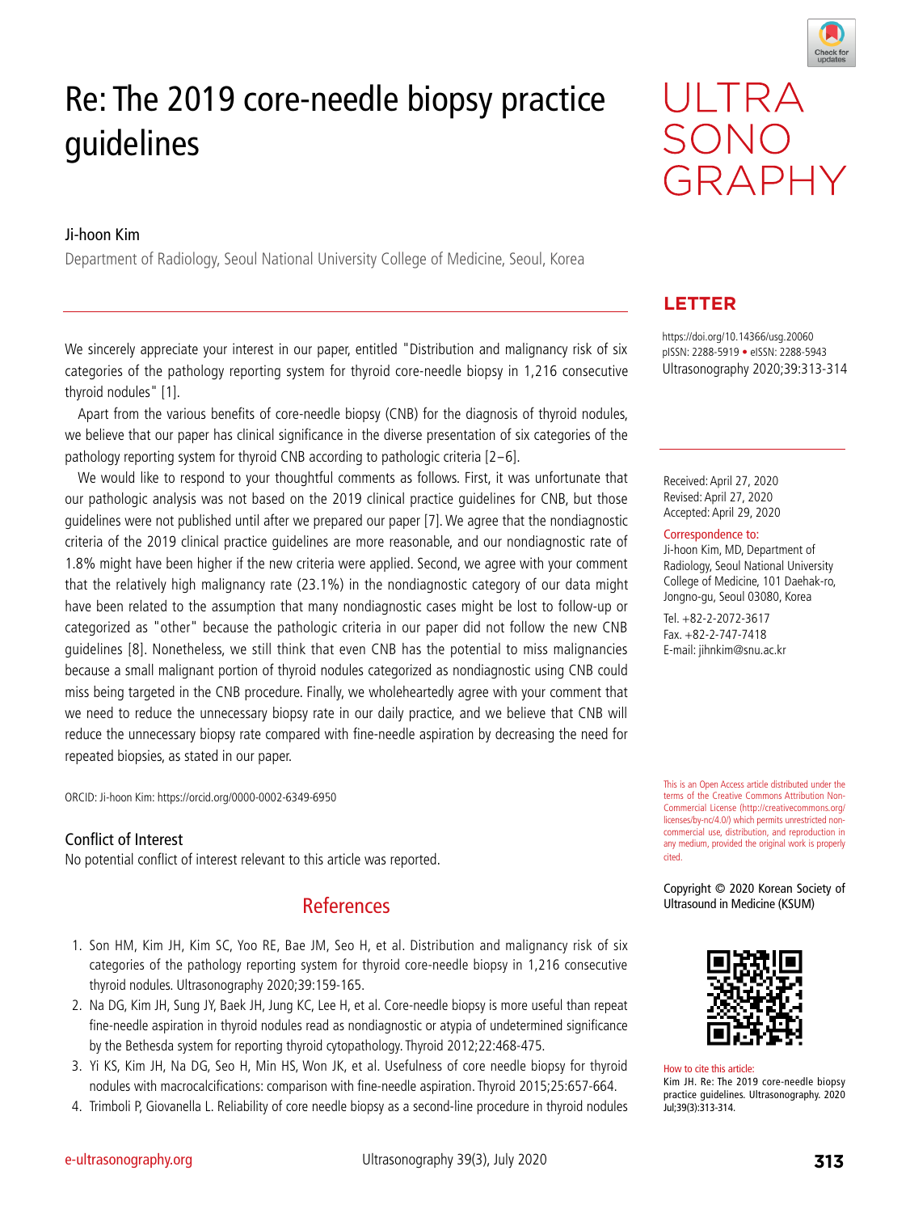# Re: The 2019 core-needle biopsy practice guidelines

Ji-hoon Kim

Department of Radiology, Seoul National University College of Medicine, Seoul, Korea

**LETTER**

https://doi.org/10.14366/usg.20060
pISSN: 2288-5919 • eISSN: 2288-5943
Ultrasonography 2020;39:313-314

Received: April 27, 2020
Revised: April 27, 2020
Accepted: April 29, 2020

Correspondence to:
Ji-hoon Kim, MD, Department of Radiology, Seoul National University College of Medicine, 101 Daehak-ro, Jongno-gu, Seoul 03080, Korea

Tel. +82-2-2072-3617
Fax. +82-2-747-7418
E-mail: jihnkim@snu.ac.kr

This is an Open Access article distributed under the terms of the Creative Commons Attribution Non-Commercial License (http://creativecommons.org/licenses/by-nc/4.0/) which permits unrestricted non-commercial use, distribution, and reproduction in any medium, provided the original work is properly cited.

Copyright © 2020 Korean Society of Ultrasound in Medicine (KSUM)

How to cite this article:
Kim JH. Re: The 2019 core-needle biopsy practice guidelines. Ultrasonography. 2020 Jul;39(3):313-314.

We sincerely appreciate your interest in our paper, entitled "Distribution and malignancy risk of six categories of the pathology reporting system for thyroid core-needle biopsy in 1,216 consecutive thyroid nodules" [1].

Apart from the various benefits of core-needle biopsy (CNB) for the diagnosis of thyroid nodules, we believe that our paper has clinical significance in the diverse presentation of six categories of the pathology reporting system for thyroid CNB according to pathologic criteria [2–6].

We would like to respond to your thoughtful comments as follows. First, it was unfortunate that our pathologic analysis was not based on the 2019 clinical practice guidelines for CNB, but those guidelines were not published until after we prepared our paper [7]. We agree that the nondiagnostic criteria of the 2019 clinical practice guidelines are more reasonable, and our nondiagnostic rate of 1.8% might have been higher if the new criteria were applied. Second, we agree with your comment that the relatively high malignancy rate (23.1%) in the nondiagnostic category of our data might have been related to the assumption that many nondiagnostic cases might be lost to follow-up or categorized as "other" because the pathologic criteria in our paper did not follow the new CNB guidelines [8]. Nonetheless, we still think that even CNB has the potential to miss malignancies because a small malignant portion of thyroid nodules categorized as nondiagnostic using CNB could miss being targeted in the CNB procedure. Finally, we wholeheartedly agree with your comment that we need to reduce the unnecessary biopsy rate in our daily practice, and we believe that CNB will reduce the unnecessary biopsy rate compared with fine-needle aspiration by decreasing the need for repeated biopsies, as stated in our paper.

ORCID: Ji-hoon Kim: https://orcid.org/0000-0002-6349-6950

## Conflict of Interest

No potential conflict of interest relevant to this article was reported.

## References

1. Son HM, Kim JH, Kim SC, Yoo RE, Bae JM, Seo H, et al. Distribution and malignancy risk of six categories of the pathology reporting system for thyroid core-needle biopsy in 1,216 consecutive thyroid nodules. Ultrasonography 2020;39:159-165.
2. Na DG, Kim JH, Sung JY, Baek JH, Jung KC, Lee H, et al. Core-needle biopsy is more useful than repeat fine-needle aspiration in thyroid nodules read as nondiagnostic or atypia of undetermined significance by the Bethesda system for reporting thyroid cytopathology. Thyroid 2012;22:468-475.
3. Yi KS, Kim JH, Na DG, Seo H, Min HS, Won JK, et al. Usefulness of core needle biopsy for thyroid nodules with macrocalcifications: comparison with fine-needle aspiration. Thyroid 2015;25:657-664.
4. Trimboli P, Giovanella L. Reliability of core needle biopsy as a second-line procedure in thyroid nodules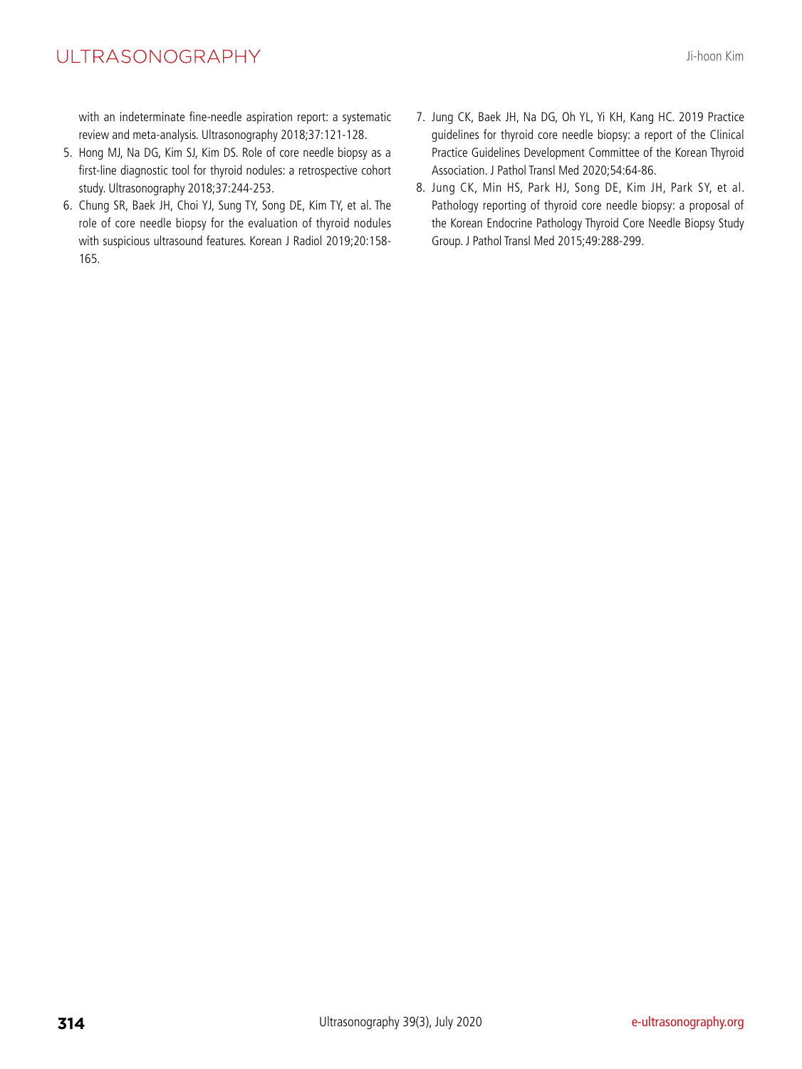with an indeterminate fine-needle aspiration report: a systematic review and meta-analysis. Ultrasonography 2018;37:121-128.

5. Hong MJ, Na DG, Kim SJ, Kim DS. Role of core needle biopsy as a first-line diagnostic tool for thyroid nodules: a retrospective cohort study. Ultrasonography 2018;37:244-253.
6. Chung SR, Baek JH, Choi YJ, Sung TY, Song DE, Kim TY, et al. The role of core needle biopsy for the evaluation of thyroid nodules with suspicious ultrasound features. Korean J Radiol 2019;20:158-165.
7. Jung CK, Baek JH, Na DG, Oh YL, Yi KH, Kang HC. 2019 Practice guidelines for thyroid core needle biopsy: a report of the Clinical Practice Guidelines Development Committee of the Korean Thyroid Association. J Pathol Transl Med 2020;54:64-86.
8. Jung CK, Min HS, Park HJ, Song DE, Kim JH, Park SY, et al. Pathology reporting of thyroid core needle biopsy: a proposal of the Korean Endocrine Pathology Thyroid Core Needle Biopsy Study Group. J Pathol Transl Med 2015;49:288-299.